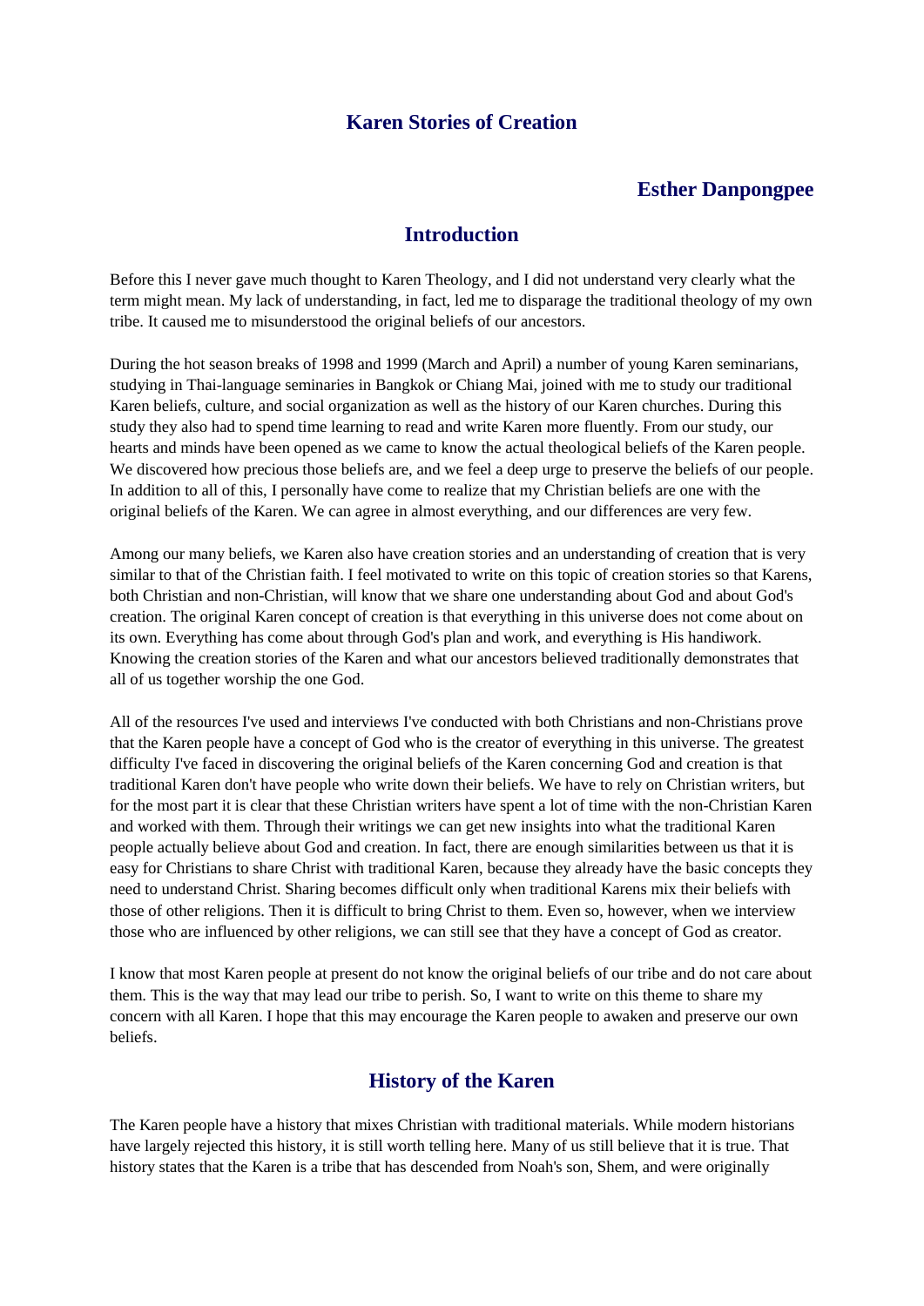# Karen Stories of Creation

### Esther Danpongpee

## Introduction

Before this I never gave much thought to Karen Theology, and I did not understand very clearly what the term might mean. My lack of understanding, in fact, led me to disparage the traditional theology of my own tribe. It caused me to misunderstood the original beliefs of our ancestors.

During the hot season breaks of 1998 and 1999 (March and April) a number of young Karen seminarians, studying in Thai-language seminaries in Bangkok or Chiang Mai, joined with me to study our traditional Karen beliefs, culture, and social organization as well as the history of our Karen churches. During this study they also had to spend time learning to read and write Karen more fluently. From our study, our hearts and minds have been opened as we came to know the actual theological beliefs of the Karen people. We discovered how precious those beliefs are, and we feel a deep urge to preserve the beliefs of our people. In addition to all of this, I personally have come to realize that my Christian beliefs are one with the original beliefs of the Karen. We can agree in almost everything, and our differences are very few.

Among our many beliefs, we Karen also have creation stories and an understanding of creation that is very similar to that of the Christian faith. I feel motivated to write on this topic of creation stories so that Karens, both Christian and non-Christian, will know that we share one understanding about God and about God's creation. The original Karen concept of creation is that everything in this universe does not come about on its own. Everything has come about through God's plan and work, and everything is His handiwork. Knowing the creation stories of the Karen and what our ancestors believed traditionally demonstrates that all of us together worship the one God.

All of the resources I've used and interviews I've conducted with both Christians and non-Christians prove that the Karen people have a concept of God who is the creator of everything in this universe. The greatest difficulty I've faced in discovering the original beliefs of the Karen concerning God and creation is that traditional Karen don't have people who write down their beliefs. We have to rely on Christian writers, but for the most part it is clear that these Christian writers have spent a lot of time with the non-Christian Karen and worked with them. Through their writings we can get new insights into what the traditional Karen people actually believe about God and creation. In fact, there are enough similarities between us that it is easy for Christians to share Christ with traditional Karen, because they already have the basic concepts they need to understand Christ. Sharing becomes difficult only when traditional Karens mix their beliefs with those of other religions. Then it is difficult to bring Christ to them. Even so, however, when we interview those who are influenced by other religions, we can still see that they have a concept of God as creator.

I know that most Karen people at present do not know the original beliefs of our tribe and do not care about them. This is the way that may lead our tribe to perish. So, I want to write on this theme to share my concern with all Karen. I hope that this may encourage the Karen people to awaken and preserve our own beliefs.

## History of the Karen

The Karen people have a history that mixes Christian with traditional materials. While modern historians have largely rejected this history, it is still worth telling here. Many of us still believe that it is true. That history states that the Karen is a tribe that has descended from Noah's son, Shem, and were originally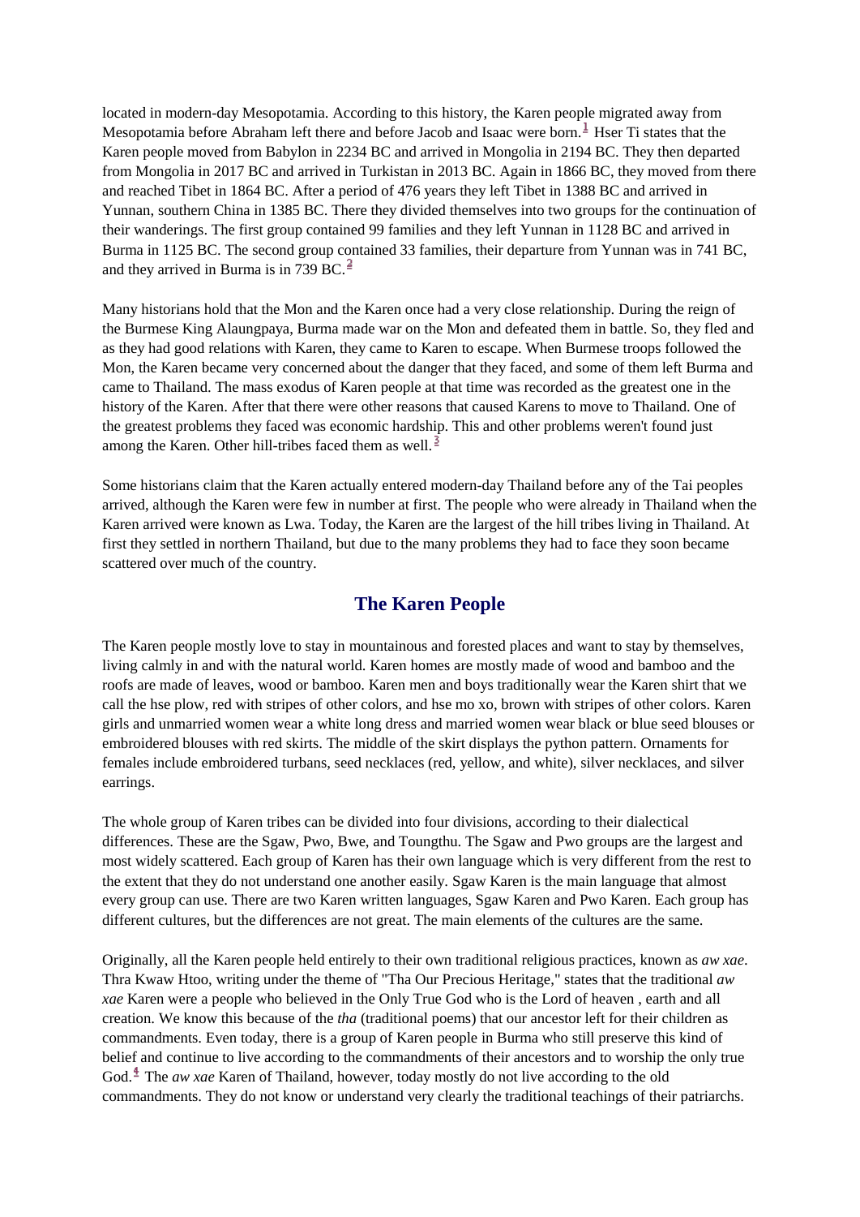located in modern-day Mesopotamia. According to this history, the Karen people migrated away from Mesopotamia before Abraham left there and before Jacob and Isaac were born.[1] Hser Ti states that the Karen people moved from Babylon in 2234 BC and arrived in Mongolia in 2194 BC. They then departed from Mongolia in 2017 BC and arrived in Turkistan in 2013 BC. Again in 1866 BC, they moved from there and reached Tibet in 1864 BC. After a period of 476 years they left Tibet in 1388 BC and arrived in Yunnan, southern China in 1385 BC. There they divided themselves into two groups for the continuation of their wanderings. The first group contained 99 families and they left Yunnan in 1128 BC and arrived in Burma in 1125 BC. The second group contained 33 families, their departure from Yunnan was in 741 BC, and they arrived in Burma is in 739 BC.[2]

Many historians hold that the Mon and the Karen once had a very close relationship. During the reign of the Burmese King Alaungpaya, Burma made war on the Mon and defeated them in battle. So, they fled and as they had good relations with Karen, they came to Karen to escape. When Burmese troops followed the Mon, the Karen became very concerned about the danger that they faced, and some of them left Burma and came to Thailand. The mass exodus of Karen people at that time was recorded as the greatest one in the history of the Karen. After that there were other reasons that caused Karens to move to Thailand. One of the greatest problems they faced was economic hardship. This and other problems weren't found just among the Karen. Other hill-tribes faced them as well.[3]

Some historians claim that the Karen actually entered modern-day Thailand before any of the Tai peoples arrived, although the Karen were few in number at first. The people who were already in Thailand when the Karen arrived were known as Lwa. Today, the Karen are the largest of the hill tribes living in Thailand. At first they settled in northern Thailand, but due to the many problems they had to face they soon became scattered over much of the country.

## The Karen People

The Karen people mostly love to stay in mountainous and forested places and want to stay by themselves, living calmly in and with the natural world. Karen homes are mostly made of wood and bamboo and the roofs are made of leaves, wood or bamboo. Karen men and boys traditionally wear the Karen shirt that we call the hse plow, red with stripes of other colors, and hse mo xo, brown with stripes of other colors. Karen girls and unmarried women wear a white long dress and married women wear black or blue seed blouses or embroidered blouses with red skirts. The middle of the skirt displays the python pattern. Ornaments for females include embroidered turbans, seed necklaces (red, yellow, and white), silver necklaces, and silver earrings.

The whole group of Karen tribes can be divided into four divisions, according to their dialectical differences. These are the Sgaw, Pwo, Bwe, and Toungthu. The Sgaw and Pwo groups are the largest and most widely scattered. Each group of Karen has their own language which is very different from the rest to the extent that they do not understand one another easily. Sgaw Karen is the main language that almost every group can use. There are two Karen written languages, Sgaw Karen and Pwo Karen. Each group has different cultures, but the differences are not great. The main elements of the cultures are the same.

Originally, all the Karen people held entirely to their own traditional religious practices, known as *aw xae*. Thra Kwaw Htoo, writing under the theme of "Tha Our Precious Heritage," states that the traditional *aw xae* Karen were a people who believed in the Only True God who is the Lord of heaven , earth and all creation. We know this because of the *tha* (traditional poems) that our ancestor left for their children as commandments. Even today, there is a group of Karen people in Burma who still preserve this kind of belief and continue to live according to the commandments of their ancestors and to worship the only true God.[4] The *aw xae* Karen of Thailand, however, today mostly do not live according to the old commandments. They do not know or understand very clearly the traditional teachings of their patriarchs.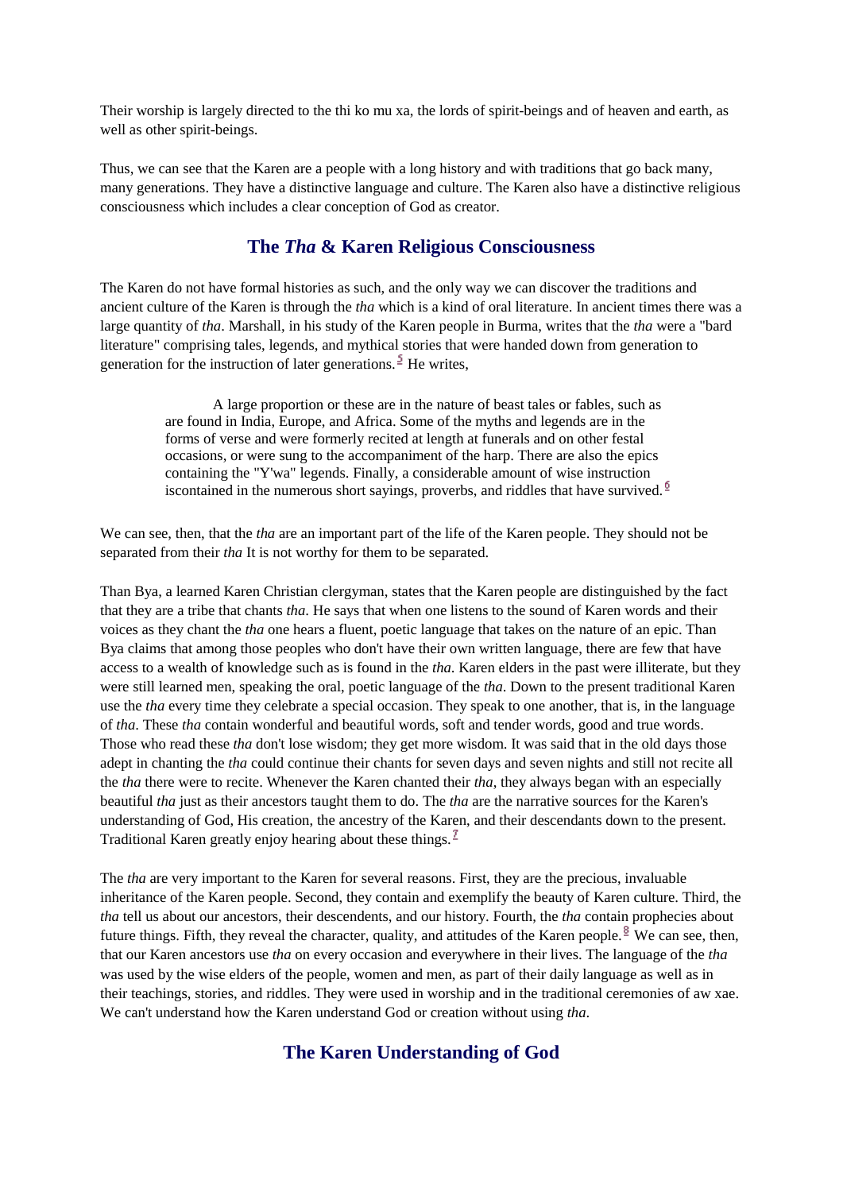Their worship is largely directed to the thi ko mu xa, the lords of spirit-beings and of heaven and earth, as well as other spirit-beings.

Thus, we can see that the Karen are a people with a long history and with traditions that go back many, many generations. They have a distinctive language and culture. The Karen also have a distinctive religious consciousness which includes a clear conception of God as creator.

## The *Tha* & Karen Religious Consciousness

The Karen do not have formal histories as such, and the only way we can discover the traditions and ancient culture of the Karen is through the *tha* which is a kind of oral literature. In ancient times there was a large quantity of *tha*. Marshall, in his study of the Karen people in Burma, writes that the *tha* were a "bard literature" comprising tales, legends, and mythical stories that were handed down from generation to generation for the instruction of later generations.[5] He writes,

> A large proportion or these are in the nature of beast tales or fables, such as are found in India, Europe, and Africa. Some of the myths and legends are in the forms of verse and were formerly recited at length at funerals and on other festal occasions, or were sung to the accompaniment of the harp. There are also the epics containing the "Y'wa" legends. Finally, a considerable amount of wise instruction iscontained in the numerous short sayings, proverbs, and riddles that have survived.[6]

We can see, then, that the *tha* are an important part of the life of the Karen people. They should not be separated from their *tha* It is not worthy for them to be separated.

Than Bya, a learned Karen Christian clergyman, states that the Karen people are distinguished by the fact that they are a tribe that chants *tha*. He says that when one listens to the sound of Karen words and their voices as they chant the *tha* one hears a fluent, poetic language that takes on the nature of an epic. Than Bya claims that among those peoples who don't have their own written language, there are few that have access to a wealth of knowledge such as is found in the *tha*. Karen elders in the past were illiterate, but they were still learned men, speaking the oral, poetic language of the *tha*. Down to the present traditional Karen use the *tha* every time they celebrate a special occasion. They speak to one another, that is, in the language of *tha*. These *tha* contain wonderful and beautiful words, soft and tender words, good and true words. Those who read these *tha* don't lose wisdom; they get more wisdom. It was said that in the old days those adept in chanting the *tha* could continue their chants for seven days and seven nights and still not recite all the *tha* there were to recite. Whenever the Karen chanted their *tha*, they always began with an especially beautiful *tha* just as their ancestors taught them to do. The *tha* are the narrative sources for the Karen's understanding of God, His creation, the ancestry of the Karen, and their descendants down to the present. Traditional Karen greatly enjoy hearing about these things.[7]

The *tha* are very important to the Karen for several reasons. First, they are the precious, invaluable inheritance of the Karen people. Second, they contain and exemplify the beauty of Karen culture. Third, the *tha* tell us about our ancestors, their descendents, and our history. Fourth, the *tha* contain prophecies about future things. Fifth, they reveal the character, quality, and attitudes of the Karen people.[8] We can see, then, that our Karen ancestors use *tha* on every occasion and everywhere in their lives. The language of the *tha* was used by the wise elders of the people, women and men, as part of their daily language as well as in their teachings, stories, and riddles. They were used in worship and in the traditional ceremonies of aw xae. We can't understand how the Karen understand God or creation without using *tha*.

## The Karen Understanding of God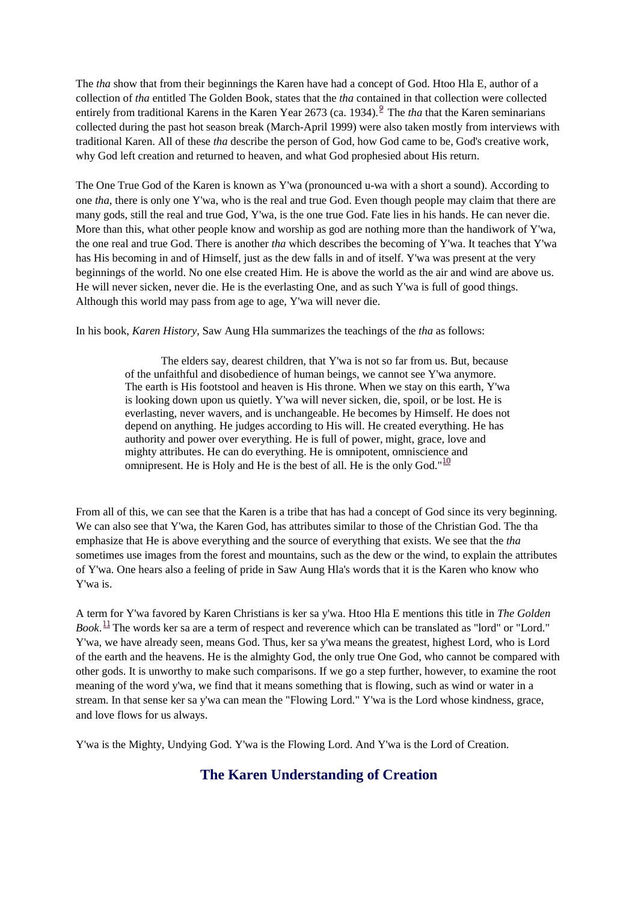The *tha* show that from their beginnings the Karen have had a concept of God. Htoo Hla E, author of a collection of *tha* entitled The Golden Book, states that the *tha* contained in that collection were collected entirely from traditional Karens in the Karen Year 2673 (ca. 1934).[9] The *tha* that the Karen seminarians collected during the past hot season break (March-April 1999) were also taken mostly from interviews with traditional Karen. All of these *tha* describe the person of God, how God came to be, God's creative work, why God left creation and returned to heaven, and what God prophesied about His return.

The One True God of the Karen is known as Y'wa (pronounced u-wa with a short a sound). According to one *tha*, there is only one Y'wa, who is the real and true God. Even though people may claim that there are many gods, still the real and true God, Y'wa, is the one true God. Fate lies in his hands. He can never die. More than this, what other people know and worship as god are nothing more than the handiwork of Y'wa, the one real and true God. There is another *tha* which describes the becoming of Y'wa. It teaches that Y'wa has His becoming in and of Himself, just as the dew falls in and of itself. Y'wa was present at the very beginnings of the world. No one else created Him. He is above the world as the air and wind are above us. He will never sicken, never die. He is the everlasting One, and as such Y'wa is full of good things. Although this world may pass from age to age, Y'wa will never die.

In his book, *Karen History*, Saw Aung Hla summarizes the teachings of the *tha* as follows:

> The elders say, dearest children, that Y'wa is not so far from us. But, because of the unfaithful and disobedience of human beings, we cannot see Y'wa anymore. The earth is His footstool and heaven is His throne. When we stay on this earth, Y'wa is looking down upon us quietly. Y'wa will never sicken, die, spoil, or be lost. He is everlasting, never wavers, and is unchangeable. He becomes by Himself. He does not depend on anything. He judges according to His will. He created everything. He has authority and power over everything. He is full of power, might, grace, love and mighty attributes. He can do everything. He is omnipotent, omniscience and omnipresent. He is Holy and He is the best of all. He is the only God."[10]

From all of this, we can see that the Karen is a tribe that has had a concept of God since its very beginning. We can also see that Y'wa, the Karen God, has attributes similar to those of the Christian God. The tha emphasize that He is above everything and the source of everything that exists. We see that the *tha* sometimes use images from the forest and mountains, such as the dew or the wind, to explain the attributes of Y'wa. One hears also a feeling of pride in Saw Aung Hla's words that it is the Karen who know who Y'wa is.

A term for Y'wa favored by Karen Christians is ker sa y'wa. Htoo Hla E mentions this title in *The Golden Book*.[11] The words ker sa are a term of respect and reverence which can be translated as "lord" or "Lord." Y'wa, we have already seen, means God. Thus, ker sa y'wa means the greatest, highest Lord, who is Lord of the earth and the heavens. He is the almighty God, the only true One God, who cannot be compared with other gods. It is unworthy to make such comparisons. If we go a step further, however, to examine the root meaning of the word y'wa, we find that it means something that is flowing, such as wind or water in a stream. In that sense ker sa y'wa can mean the "Flowing Lord." Y'wa is the Lord whose kindness, grace, and love flows for us always.

Y'wa is the Mighty, Undying God. Y'wa is the Flowing Lord. And Y'wa is the Lord of Creation.

## The Karen Understanding of Creation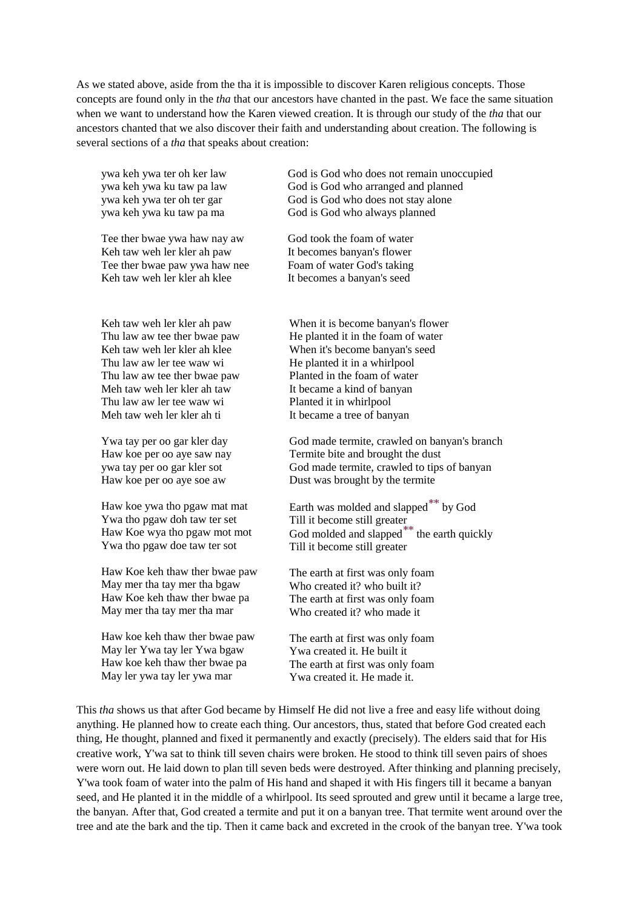As we stated above, aside from the tha it is impossible to discover Karen religious concepts. Those concepts are found only in the *tha* that our ancestors have chanted in the past. We face the same situation when we want to understand how the Karen viewed creation. It is through our study of the *tha* that our ancestors chanted that we also discover their faith and understanding about creation. The following is several sections of a *tha* that speaks about creation:

| | |
|---|---|
| ywa keh ywa ter oh ker law | God is God who does not remain unoccupied |
| ywa keh ywa ku taw pa law | God is God who arranged and planned |
| ywa keh ywa ter oh ter gar | God is God who does not stay alone |
| ywa keh ywa ku taw pa ma | God is God who always planned |
| | |
| Tee ther bwae ywa haw nay aw | God took the foam of water |
| Keh taw weh ler kler ah paw | It becomes banyan's flower |
| Tee ther bwae paw ywa haw nee | Foam of water God's taking |
| Keh taw weh ler kler ah klee | It becomes a banyan's seed |
| | |
| Keh taw weh ler kler ah paw | When it is become banyan's flower |
| Thu law aw tee ther bwae paw | He planted it in the foam of water |
| Keh taw weh ler kler ah klee | When it's become banyan's seed |
| Thu law aw ler tee waw wi | He planted it in a whirlpool |
| Thu law aw tee ther bwae paw | Planted in the foam of water |
| Meh taw weh ler kler ah taw | It became a kind of banyan |
| Thu law aw ler tee waw wi | Planted it in whirlpool |
| Meh taw weh ler kler ah ti | It became a tree of banyan |
| | |
| Ywa tay per oo gar kler day | God made termite, crawled on banyan's branch |
| Haw koe per oo aye saw nay | Termite bite and brought the dust |
| ywa tay per oo gar kler sot | God made termite, crawled to tips of banyan |
| Haw koe per oo aye soe aw | Dust was brought by the termite |
| | |
| Haw koe ywa tho pgaw mat mat | Earth was molded and slapped** by God |
| Ywa tho pgaw doh taw ter set | Till it become still greater |
| Haw Koe wya tho pgaw mot mot | God molded and slapped** the earth quickly |
| Ywa tho pgaw doe taw ter sot | Till it become still greater |
| | |
| Haw Koe keh thaw ther bwae paw | The earth at first was only foam |
| May mer tha tay mer tha bgaw | Who created it? who built it? |
| Haw Koe keh thaw ther bwae pa | The earth at first was only foam |
| May mer tha tay mer tha mar | Who created it? who made it |
| | |
| Haw koe keh thaw ther bwae paw | The earth at first was only foam |
| May ler Ywa tay ler Ywa bgaw | Ywa created it. He built it |
| Haw koe keh thaw ther bwae pa | The earth at first was only foam |
| May ler ywa tay ler ywa mar | Ywa created it. He made it. |

This *tha* shows us that after God became by Himself He did not live a free and easy life without doing anything. He planned how to create each thing. Our ancestors, thus, stated that before God created each thing, He thought, planned and fixed it permanently and exactly (precisely). The elders said that for His creative work, Y'wa sat to think till seven chairs were broken. He stood to think till seven pairs of shoes were worn out. He laid down to plan till seven beds were destroyed. After thinking and planning precisely, Y'wa took foam of water into the palm of His hand and shaped it with His fingers till it became a banyan seed, and He planted it in the middle of a whirlpool. Its seed sprouted and grew until it became a large tree, the banyan. After that, God created a termite and put it on a banyan tree. That termite went around over the tree and ate the bark and the tip. Then it came back and excreted in the crook of the banyan tree. Y'wa took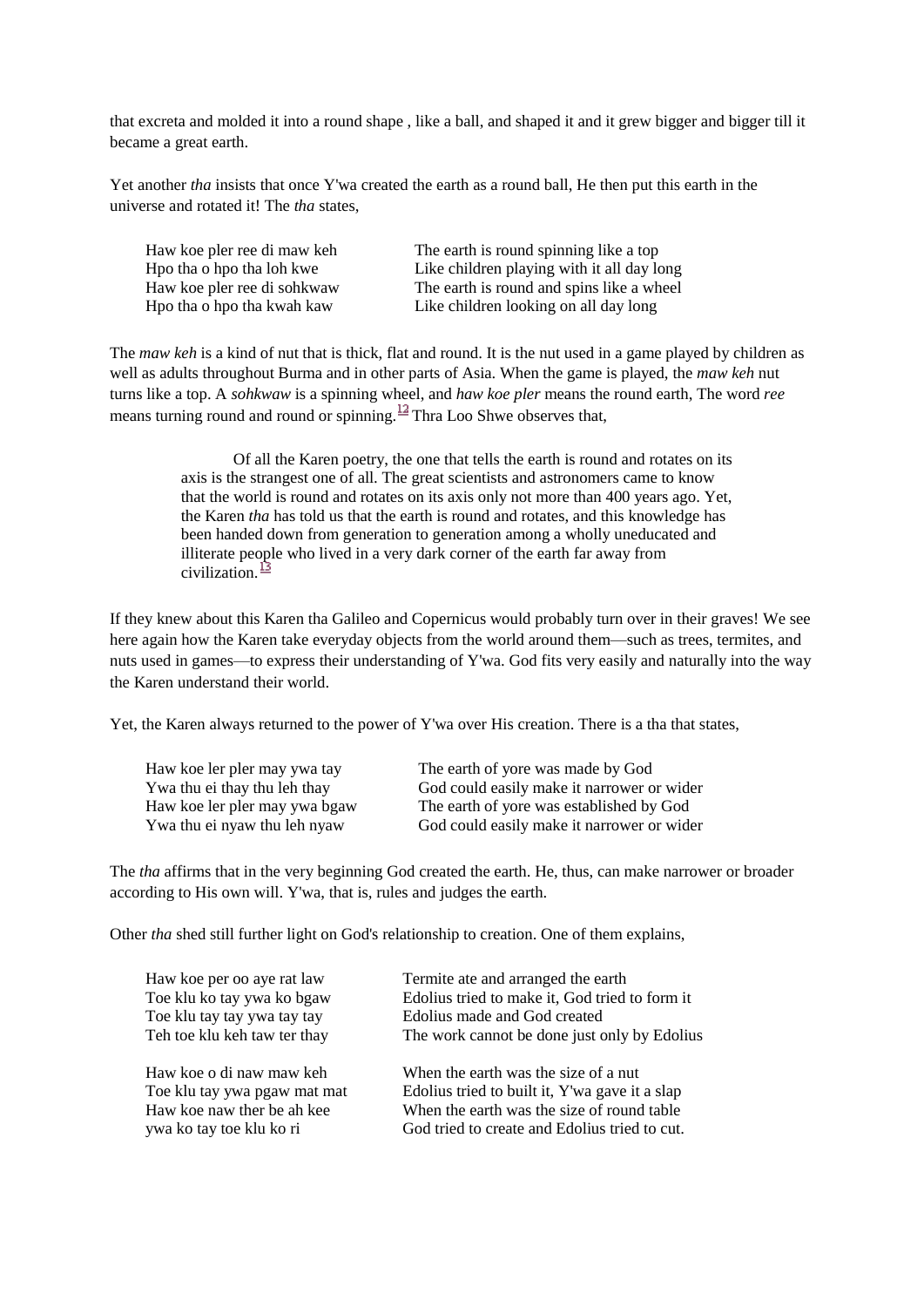that excreta and molded it into a round shape , like a ball, and shaped it and it grew bigger and bigger till it became a great earth.

Yet another *tha* insists that once Y'wa created the earth as a round ball, He then put this earth in the universe and rotated it! The *tha* states,

| | |
|---|---|
| Haw koe pler ree di maw keh | The earth is round spinning like a top |
| Hpo tha o hpo tha loh kwe | Like children playing with it all day long |
| Haw koe pler ree di sohkwaw | The earth is round and spins like a wheel |
| Hpo tha o hpo tha kwah kaw | Like children looking on all day long |

The *maw keh* is a kind of nut that is thick, flat and round. It is the nut used in a game played by children as well as adults throughout Burma and in other parts of Asia. When the game is played, the *maw keh* nut turns like a top. A *sohkwaw* is a spinning wheel, and *haw koe pler* means the round earth, The word *ree* means turning round and round or spinning.[12] Thra Loo Shwe observes that,

> Of all the Karen poetry, the one that tells the earth is round and rotates on its axis is the strangest one of all. The great scientists and astronomers came to know that the world is round and rotates on its axis only not more than 400 years ago. Yet, the Karen *tha* has told us that the earth is round and rotates, and this knowledge has been handed down from generation to generation among a wholly uneducated and illiterate people who lived in a very dark corner of the earth far away from civilization.[13]

If they knew about this Karen tha Galileo and Copernicus would probably turn over in their graves! We see here again how the Karen take everyday objects from the world around them—such as trees, termites, and nuts used in games—to express their understanding of Y'wa. God fits very easily and naturally into the way the Karen understand their world.

Yet, the Karen always returned to the power of Y'wa over His creation. There is a tha that states,

| | |
|---|---|
| Haw koe ler pler may ywa tay | The earth of yore was made by God |
| Ywa thu ei thay thu leh thay | God could easily make it narrower or wider |
| Haw koe ler pler may ywa bgaw | The earth of yore was established by God |
| Ywa thu ei nyaw thu leh nyaw | God could easily make it narrower or wider |

The *tha* affirms that in the very beginning God created the earth. He, thus, can make narrower or broader according to His own will. Y'wa, that is, rules and judges the earth.

Other *tha* shed still further light on God's relationship to creation. One of them explains,

| | |
|---|---|
| Haw koe per oo aye rat law | Termite ate and arranged the earth |
| Toe klu ko tay ywa ko bgaw | Edolius tried to make it, God tried to form it |
| Toe klu tay tay ywa tay tay | Edolius made and God created |
| Teh toe klu keh taw ter thay | The work cannot be done just only by Edolius |
| | |
| Haw koe o di naw maw keh | When the earth was the size of a nut |
| Toe klu tay ywa pgaw mat mat | Edolius tried to built it, Y'wa gave it a slap |
| Haw koe naw ther be ah kee | When the earth was the size of round table |
| ywa ko tay toe klu ko ri | God tried to create and Edolius tried to cut. |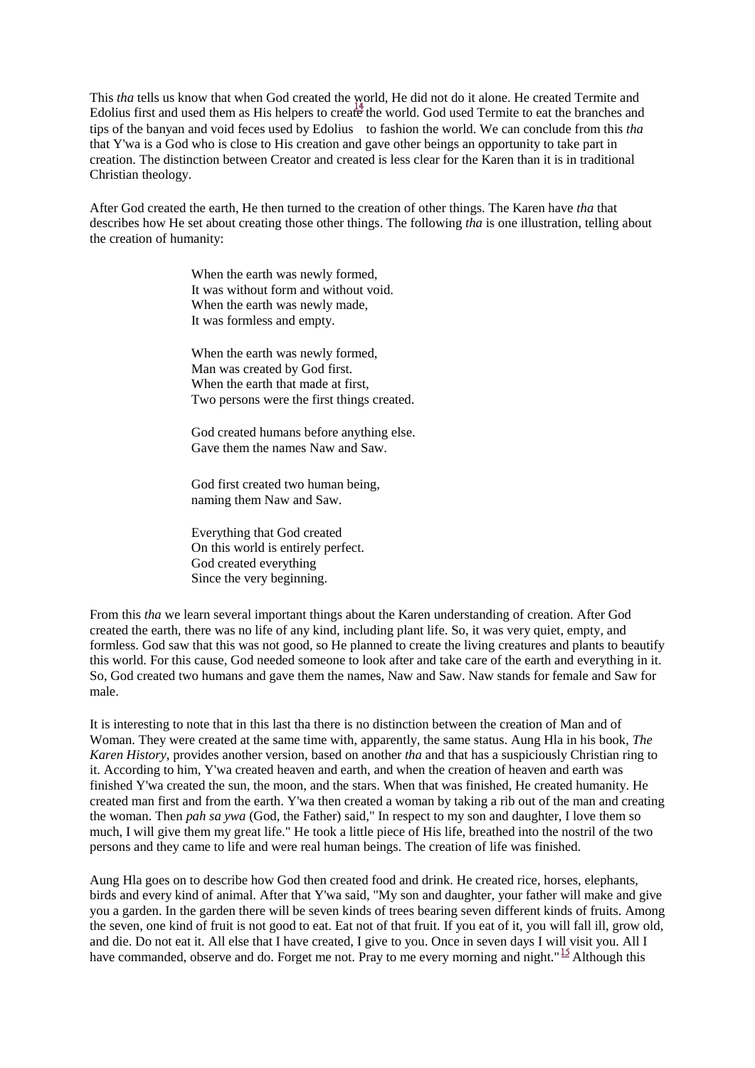This *tha* tells us know that when God created the world, He did not do it alone. He created Termite and Edolius first and used them as His helpers to create[14] the world. God used Termite to eat the branches and tips of the banyan and void feces used by Edolius to fashion the world. We can conclude from this *tha* that Y'wa is a God who is close to His creation and gave other beings an opportunity to take part in creation. The distinction between Creator and created is less clear for the Karen than it is in traditional Christian theology.

After God created the earth, He then turned to the creation of other things. The Karen have *tha* that describes how He set about creating those other things. The following *tha* is one illustration, telling about the creation of humanity:

> When the earth was newly formed,
> It was without form and without void.
> When the earth was newly made,
> It was formless and empty.
>
> When the earth was newly formed,
> Man was created by God first.
> When the earth that made at first,
> Two persons were the first things created.
>
> God created humans before anything else.
> Gave them the names Naw and Saw.
>
> God first created two human being,
> naming them Naw and Saw.
>
> Everything that God created
> On this world is entirely perfect.
> God created everything
> Since the very beginning.

From this *tha* we learn several important things about the Karen understanding of creation. After God created the earth, there was no life of any kind, including plant life. So, it was very quiet, empty, and formless. God saw that this was not good, so He planned to create the living creatures and plants to beautify this world. For this cause, God needed someone to look after and take care of the earth and everything in it. So, God created two humans and gave them the names, Naw and Saw. Naw stands for female and Saw for male.

It is interesting to note that in this last tha there is no distinction between the creation of Man and of Woman. They were created at the same time with, apparently, the same status. Aung Hla in his book, *The Karen History*, provides another version, based on another *tha* and that has a suspiciously Christian ring to it. According to him, Y'wa created heaven and earth, and when the creation of heaven and earth was finished Y'wa created the sun, the moon, and the stars. When that was finished, He created humanity. He created man first and from the earth. Y'wa then created a woman by taking a rib out of the man and creating the woman. Then *pah sa ywa* (God, the Father) said," In respect to my son and daughter, I love them so much, I will give them my great life." He took a little piece of His life, breathed into the nostril of the two persons and they came to life and were real human beings. The creation of life was finished.

Aung Hla goes on to describe how God then created food and drink. He created rice, horses, elephants, birds and every kind of animal. After that Y'wa said, "My son and daughter, your father will make and give you a garden. In the garden there will be seven kinds of trees bearing seven different kinds of fruits. Among the seven, one kind of fruit is not good to eat. Eat not of that fruit. If you eat of it, you will fall ill, grow old, and die. Do not eat it. All else that I have created, I give to you. Once in seven days I will visit you. All I have commanded, observe and do. Forget me not. Pray to me every morning and night."[15] Although this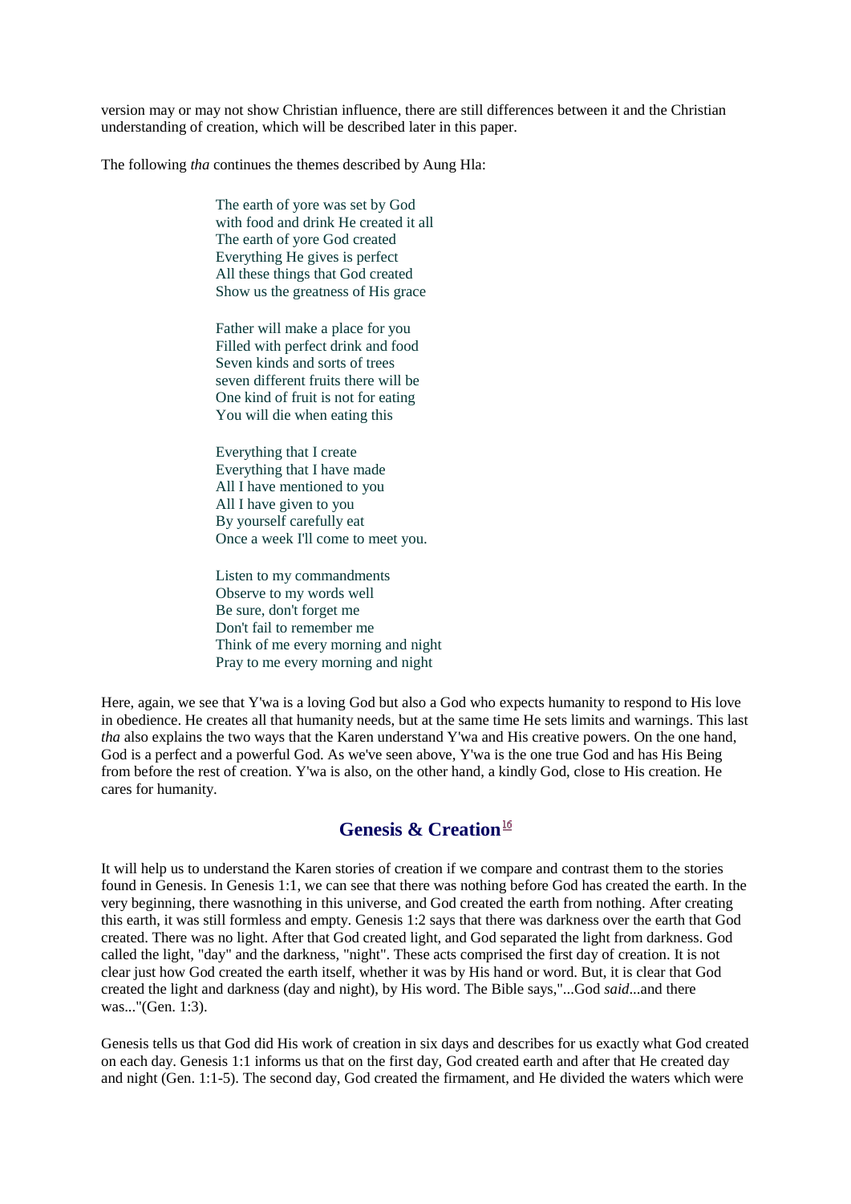version may or may not show Christian influence, there are still differences between it and the Christian understanding of creation, which will be described later in this paper.

The following *tha* continues the themes described by Aung Hla:

> The earth of yore was set by God
> with food and drink He created it all
> The earth of yore God created
> Everything He gives is perfect
> All these things that God created
> Show us the greatness of His grace
>
> Father will make a place for you
> Filled with perfect drink and food
> Seven kinds and sorts of trees
> seven different fruits there will be
> One kind of fruit is not for eating
> You will die when eating this
>
> Everything that I create
> Everything that I have made
> All I have mentioned to you
> All I have given to you
> By yourself carefully eat
> Once a week I'll come to meet you.
>
> Listen to my commandments
> Observe to my words well
> Be sure, don't forget me
> Don't fail to remember me
> Think of me every morning and night
> Pray to me every morning and night

Here, again, we see that Y'wa is a loving God but also a God who expects humanity to respond to His love in obedience. He creates all that humanity needs, but at the same time He sets limits and warnings. This last *tha* also explains the two ways that the Karen understand Y'wa and His creative powers. On the one hand, God is a perfect and a powerful God. As we've seen above, Y'wa is the one true God and has His Being from before the rest of creation. Y'wa is also, on the other hand, a kindly God, close to His creation. He cares for humanity.

## Genesis & Creation[16]

It will help us to understand the Karen stories of creation if we compare and contrast them to the stories found in Genesis. In Genesis 1:1, we can see that there was nothing before God has created the earth. In the very beginning, there wasnothing in this universe, and God created the earth from nothing. After creating this earth, it was still formless and empty. Genesis 1:2 says that there was darkness over the earth that God created. There was no light. After that God created light, and God separated the light from darkness. God called the light, "day" and the darkness, "night". These acts comprised the first day of creation. It is not clear just how God created the earth itself, whether it was by His hand or word. But, it is clear that God created the light and darkness (day and night), by His word. The Bible says,"...God *said*...and there was..."(Gen. 1:3).

Genesis tells us that God did His work of creation in six days and describes for us exactly what God created on each day. Genesis 1:1 informs us that on the first day, God created earth and after that He created day and night (Gen. 1:1-5). The second day, God created the firmament, and He divided the waters which were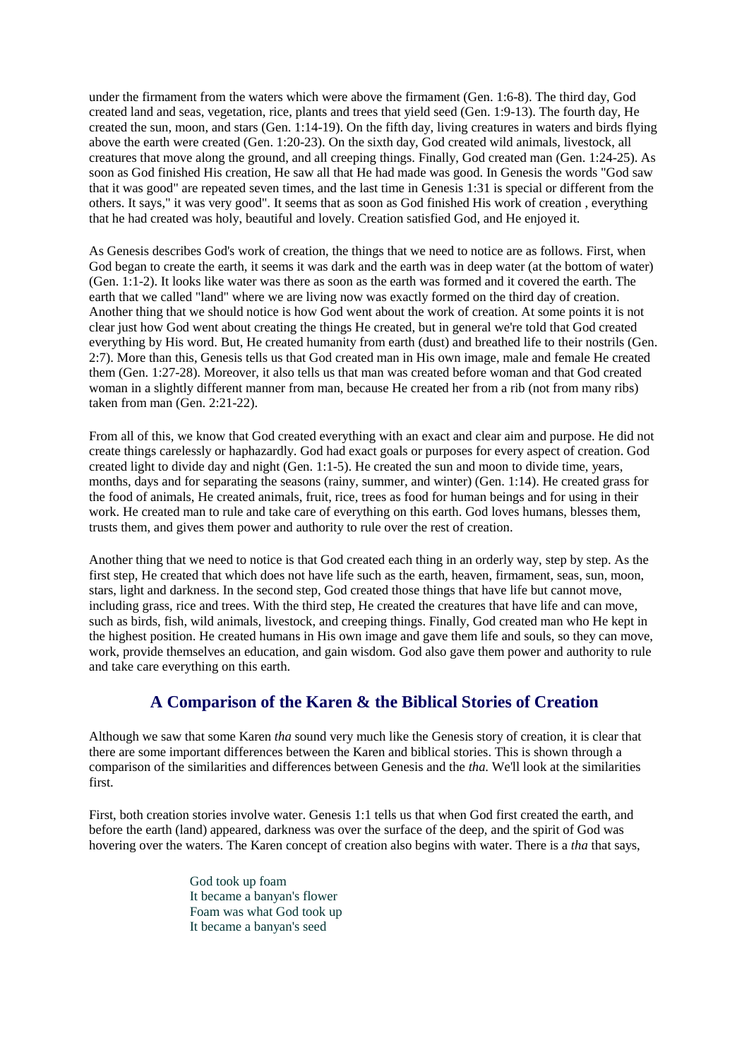under the firmament from the waters which were above the firmament (Gen. 1:6-8). The third day, God created land and seas, vegetation, rice, plants and trees that yield seed (Gen. 1:9-13). The fourth day, He created the sun, moon, and stars (Gen. 1:14-19). On the fifth day, living creatures in waters and birds flying above the earth were created (Gen. 1:20-23). On the sixth day, God created wild animals, livestock, all creatures that move along the ground, and all creeping things. Finally, God created man (Gen. 1:24-25). As soon as God finished His creation, He saw all that He had made was good. In Genesis the words "God saw that it was good" are repeated seven times, and the last time in Genesis 1:31 is special or different from the others. It says," it was very good". It seems that as soon as God finished His work of creation , everything that he had created was holy, beautiful and lovely. Creation satisfied God, and He enjoyed it.

As Genesis describes God's work of creation, the things that we need to notice are as follows. First, when God began to create the earth, it seems it was dark and the earth was in deep water (at the bottom of water) (Gen. 1:1-2). It looks like water was there as soon as the earth was formed and it covered the earth. The earth that we called "land" where we are living now was exactly formed on the third day of creation. Another thing that we should notice is how God went about the work of creation. At some points it is not clear just how God went about creating the things He created, but in general we're told that God created everything by His word. But, He created humanity from earth (dust) and breathed life to their nostrils (Gen. 2:7). More than this, Genesis tells us that God created man in His own image, male and female He created them (Gen. 1:27-28). Moreover, it also tells us that man was created before woman and that God created woman in a slightly different manner from man, because He created her from a rib (not from many ribs) taken from man (Gen. 2:21-22).

From all of this, we know that God created everything with an exact and clear aim and purpose. He did not create things carelessly or haphazardly. God had exact goals or purposes for every aspect of creation. God created light to divide day and night (Gen. 1:1-5). He created the sun and moon to divide time, years, months, days and for separating the seasons (rainy, summer, and winter) (Gen. 1:14). He created grass for the food of animals, He created animals, fruit, rice, trees as food for human beings and for using in their work. He created man to rule and take care of everything on this earth. God loves humans, blesses them, trusts them, and gives them power and authority to rule over the rest of creation.

Another thing that we need to notice is that God created each thing in an orderly way, step by step. As the first step, He created that which does not have life such as the earth, heaven, firmament, seas, sun, moon, stars, light and darkness. In the second step, God created those things that have life but cannot move, including grass, rice and trees. With the third step, He created the creatures that have life and can move, such as birds, fish, wild animals, livestock, and creeping things. Finally, God created man who He kept in the highest position. He created humans in His own image and gave them life and souls, so they can move, work, provide themselves an education, and gain wisdom. God also gave them power and authority to rule and take care everything on this earth.

## A Comparison of the Karen & the Biblical Stories of Creation

Although we saw that some Karen *tha* sound very much like the Genesis story of creation, it is clear that there are some important differences between the Karen and biblical stories. This is shown through a comparison of the similarities and differences between Genesis and the *tha.* We'll look at the similarities first.

First, both creation stories involve water. Genesis 1:1 tells us that when God first created the earth, and before the earth (land) appeared, darkness was over the surface of the deep, and the spirit of God was hovering over the waters. The Karen concept of creation also begins with water. There is a *tha* that says,

> God took up foam
> It became a banyan's flower
> Foam was what God took up
> It became a banyan's seed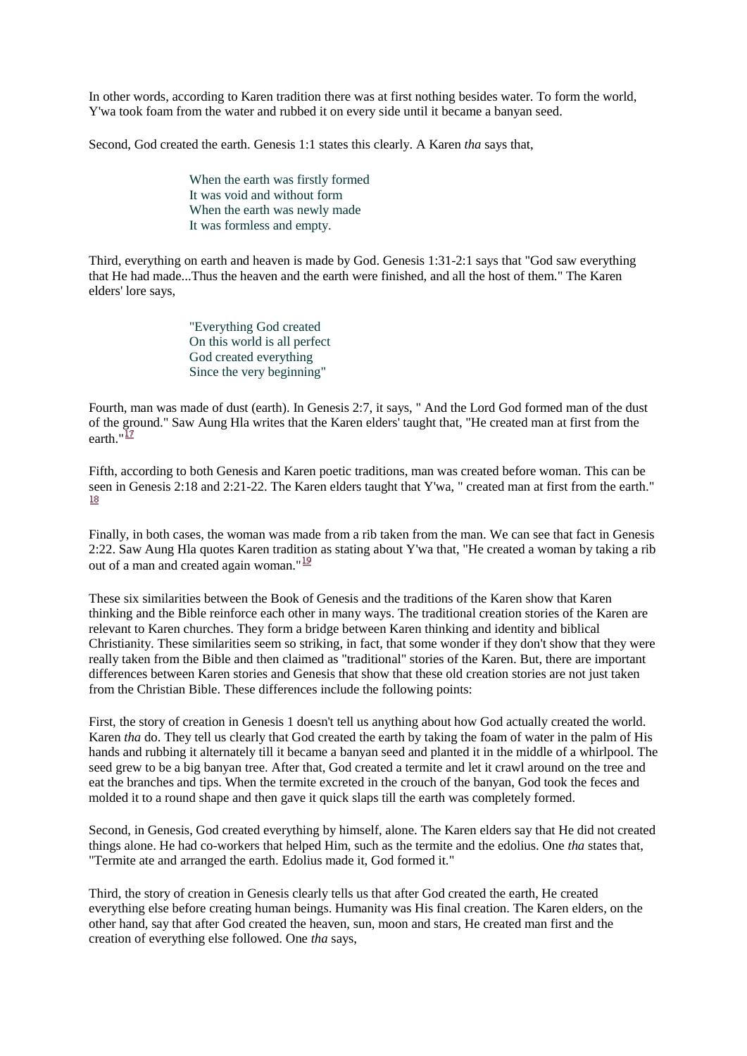In other words, according to Karen tradition there was at first nothing besides water. To form the world, Y'wa took foam from the water and rubbed it on every side until it became a banyan seed.

Second, God created the earth. Genesis 1:1 states this clearly. A Karen *tha* says that,

> When the earth was firstly formed
> It was void and without form
> When the earth was newly made
> It was formless and empty.

Third, everything on earth and heaven is made by God. Genesis 1:31-2:1 says that "God saw everything that He had made...Thus the heaven and the earth were finished, and all the host of them." The Karen elders' lore says,

> "Everything God created
> On this world is all perfect
> God created everything
> Since the very beginning"

Fourth, man was made of dust (earth). In Genesis 2:7, it says, " And the Lord God formed man of the dust of the ground." Saw Aung Hla writes that the Karen elders' taught that, "He created man at first from the earth."[17]

Fifth, according to both Genesis and Karen poetic traditions, man was created before woman. This can be seen in Genesis 2:18 and 2:21-22. The Karen elders taught that Y'wa, " created man at first from the earth."[18]

Finally, in both cases, the woman was made from a rib taken from the man. We can see that fact in Genesis 2:22. Saw Aung Hla quotes Karen tradition as stating about Y'wa that, "He created a woman by taking a rib out of a man and created again woman."[19]

These six similarities between the Book of Genesis and the traditions of the Karen show that Karen thinking and the Bible reinforce each other in many ways. The traditional creation stories of the Karen are relevant to Karen churches. They form a bridge between Karen thinking and identity and biblical Christianity. These similarities seem so striking, in fact, that some wonder if they don't show that they were really taken from the Bible and then claimed as "traditional" stories of the Karen. But, there are important differences between Karen stories and Genesis that show that these old creation stories are not just taken from the Christian Bible. These differences include the following points:

First, the story of creation in Genesis 1 doesn't tell us anything about how God actually created the world. Karen *tha* do. They tell us clearly that God created the earth by taking the foam of water in the palm of His hands and rubbing it alternately till it became a banyan seed and planted it in the middle of a whirlpool. The seed grew to be a big banyan tree. After that, God created a termite and let it crawl around on the tree and eat the branches and tips. When the termite excreted in the crouch of the banyan, God took the feces and molded it to a round shape and then gave it quick slaps till the earth was completely formed.

Second, in Genesis, God created everything by himself, alone. The Karen elders say that He did not created things alone. He had co-workers that helped Him, such as the termite and the edolius. One *tha* states that, "Termite ate and arranged the earth. Edolius made it, God formed it."

Third, the story of creation in Genesis clearly tells us that after God created the earth, He created everything else before creating human beings. Humanity was His final creation. The Karen elders, on the other hand, say that after God created the heaven, sun, moon and stars, He created man first and the creation of everything else followed. One *tha* says,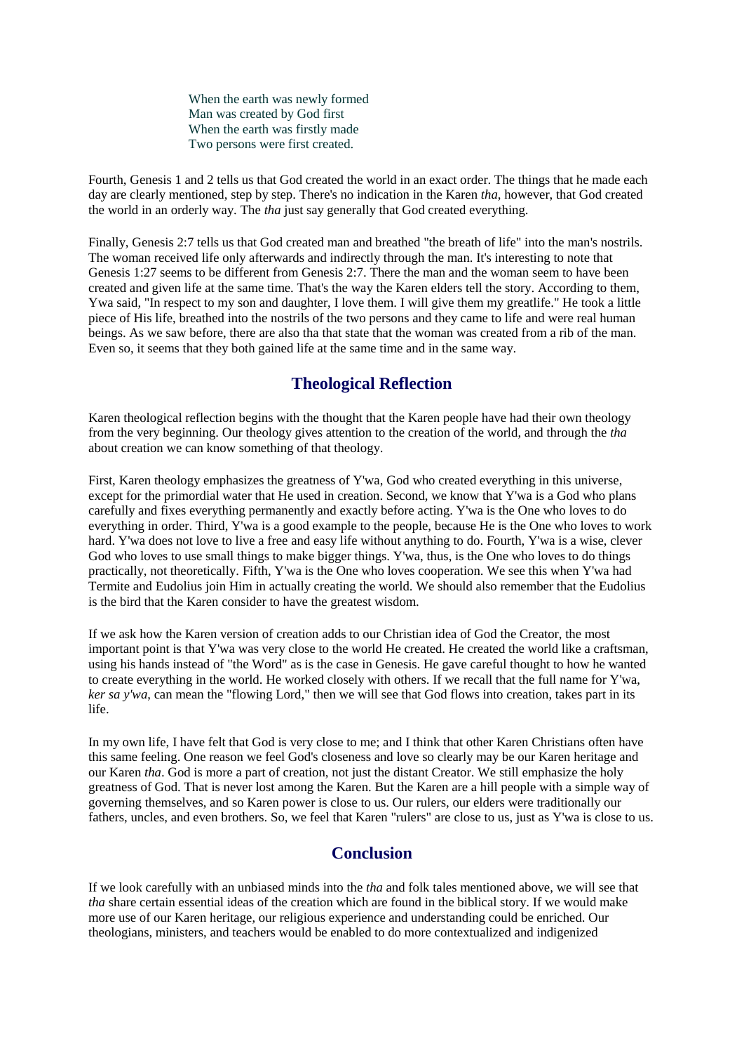When the earth was newly formed  
Man was created by God first  
When the earth was firstly made  
Two persons were first created.

Fourth, Genesis 1 and 2 tells us that God created the world in an exact order. The things that he made each day are clearly mentioned, step by step. There's no indication in the Karen *tha*, however, that God created the world in an orderly way. The *tha* just say generally that God created everything.

Finally, Genesis 2:7 tells us that God created man and breathed "the breath of life" into the man's nostrils. The woman received life only afterwards and indirectly through the man. It's interesting to note that Genesis 1:27 seems to be different from Genesis 2:7. There the man and the woman seem to have been created and given life at the same time. That's the way the Karen elders tell the story. According to them, Ywa said, "In respect to my son and daughter, I love them. I will give them my greatlife." He took a little piece of His life, breathed into the nostrils of the two persons and they came to life and were real human beings. As we saw before, there are also tha that state that the woman was created from a rib of the man. Even so, it seems that they both gained life at the same time and in the same way.

## Theological Reflection

Karen theological reflection begins with the thought that the Karen people have had their own theology from the very beginning. Our theology gives attention to the creation of the world, and through the *tha* about creation we can know something of that theology.

First, Karen theology emphasizes the greatness of Y'wa, God who created everything in this universe, except for the primordial water that He used in creation. Second, we know that Y'wa is a God who plans carefully and fixes everything permanently and exactly before acting. Y'wa is the One who loves to do everything in order. Third, Y'wa is a good example to the people, because He is the One who loves to work hard. Y'wa does not love to live a free and easy life without anything to do. Fourth, Y'wa is a wise, clever God who loves to use small things to make bigger things. Y'wa, thus, is the One who loves to do things practically, not theoretically. Fifth, Y'wa is the One who loves cooperation. We see this when Y'wa had Termite and Eudolius join Him in actually creating the world. We should also remember that the Eudolius is the bird that the Karen consider to have the greatest wisdom.

If we ask how the Karen version of creation adds to our Christian idea of God the Creator, the most important point is that Y'wa was very close to the world He created. He created the world like a craftsman, using his hands instead of "the Word" as is the case in Genesis. He gave careful thought to how he wanted to create everything in the world. He worked closely with others. If we recall that the full name for Y'wa, *ker sa y'wa*, can mean the "flowing Lord," then we will see that God flows into creation, takes part in its life.

In my own life, I have felt that God is very close to me; and I think that other Karen Christians often have this same feeling. One reason we feel God's closeness and love so clearly may be our Karen heritage and our Karen *tha*. God is more a part of creation, not just the distant Creator. We still emphasize the holy greatness of God. That is never lost among the Karen. But the Karen are a hill people with a simple way of governing themselves, and so Karen power is close to us. Our rulers, our elders were traditionally our fathers, uncles, and even brothers. So, we feel that Karen "rulers" are close to us, just as Y'wa is close to us.

## Conclusion

If we look carefully with an unbiased minds into the *tha* and folk tales mentioned above, we will see that *tha* share certain essential ideas of the creation which are found in the biblical story. If we would make more use of our Karen heritage, our religious experience and understanding could be enriched. Our theologians, ministers, and teachers would be enabled to do more contextualized and indigenized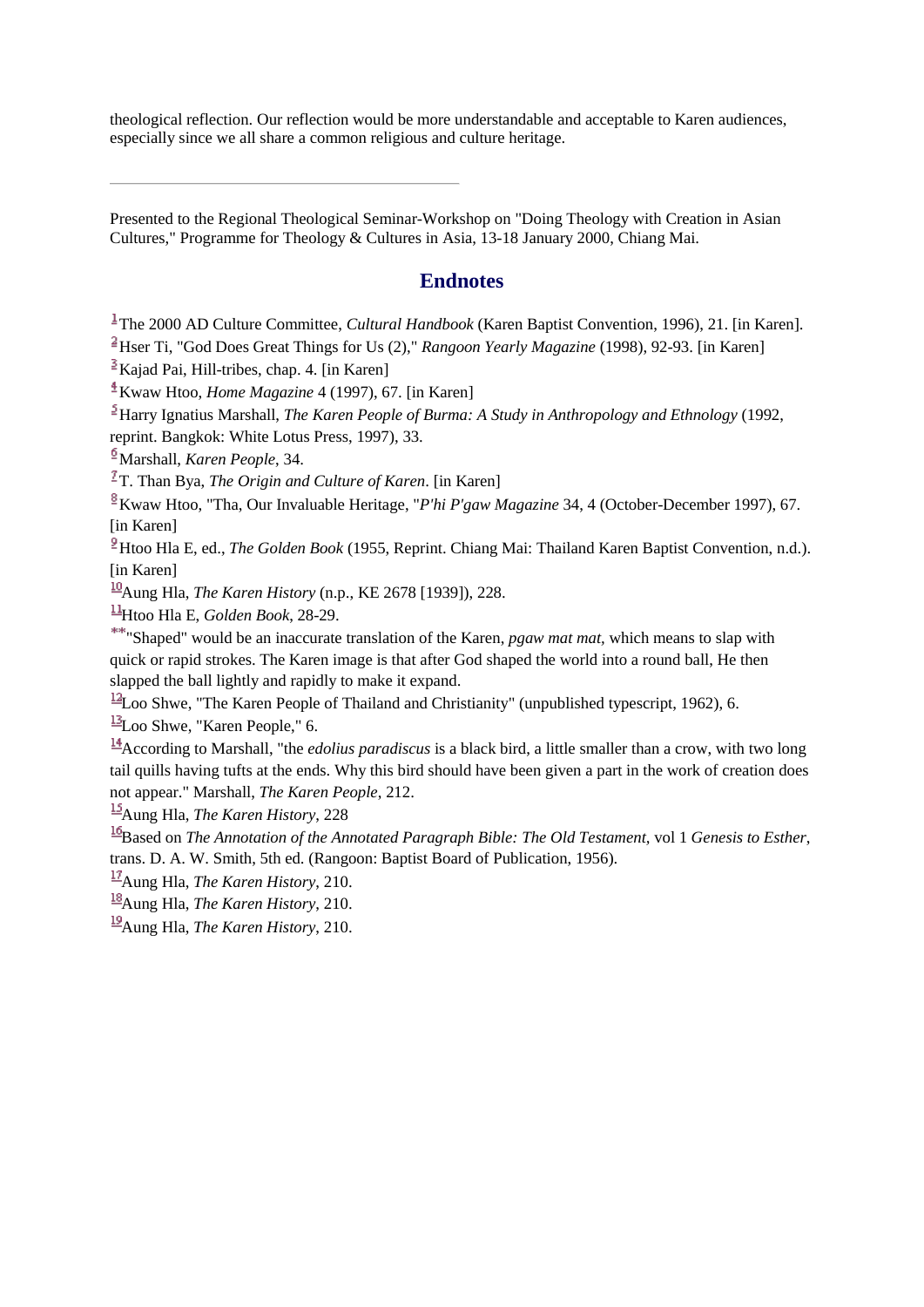theological reflection. Our reflection would be more understandable and acceptable to Karen audiences, especially since we all share a common religious and culture heritage.

---

Presented to the Regional Theological Seminar-Workshop on "Doing Theology with Creation in Asian Cultures," Programme for Theology & Cultures in Asia, 13-18 January 2000, Chiang Mai.

## Endnotes

[1] The 2000 AD Culture Committee, *Cultural Handbook* (Karen Baptist Convention, 1996), 21. [in Karen].

[2] Hser Ti, "God Does Great Things for Us (2)," *Rangoon Yearly Magazine* (1998), 92-93. [in Karen]

[3] Kajad Pai, Hill-tribes, chap. 4. [in Karen]

[4] Kwaw Htoo, *Home Magazine* 4 (1997), 67. [in Karen]

[5] Harry Ignatius Marshall, *The Karen People of Burma: A Study in Anthropology and Ethnology* (1992, reprint. Bangkok: White Lotus Press, 1997), 33.

[6] Marshall, *Karen People*, 34.

[7] T. Than Bya, *The Origin and Culture of Karen*. [in Karen]

[8] Kwaw Htoo, "Tha, Our Invaluable Heritage, "*P'hi P'gaw Magazine* 34, 4 (October-December 1997), 67. [in Karen]

[9] Htoo Hla E, ed., *The Golden Book* (1955, Reprint. Chiang Mai: Thailand Karen Baptist Convention, n.d.). [in Karen]

[10] Aung Hla, *The Karen History* (n.p., KE 2678 [1939]), 228.

[11] Htoo Hla E, *Golden Book*, 28-29.

[**] "Shaped" would be an inaccurate translation of the Karen, *pgaw mat mat*, which means to slap with quick or rapid strokes. The Karen image is that after God shaped the world into a round ball, He then slapped the ball lightly and rapidly to make it expand.

[12] Loo Shwe, "The Karen People of Thailand and Christianity" (unpublished typescript, 1962), 6.

[13] Loo Shwe, "Karen People," 6.

[14] According to Marshall, "the *edolius paradiscus* is a black bird, a little smaller than a crow, with two long tail quills having tufts at the ends. Why this bird should have been given a part in the work of creation does not appear." Marshall, *The Karen People*, 212.

[15] Aung Hla, *The Karen History*, 228

[16] Based on *The Annotation of the Annotated Paragraph Bible: The Old Testament*, vol 1 *Genesis to Esther*, trans. D. A. W. Smith, 5th ed. (Rangoon: Baptist Board of Publication, 1956).

[17] Aung Hla, *The Karen History*, 210.

[18] Aung Hla, *The Karen History*, 210.

[19] Aung Hla, *The Karen History*, 210.